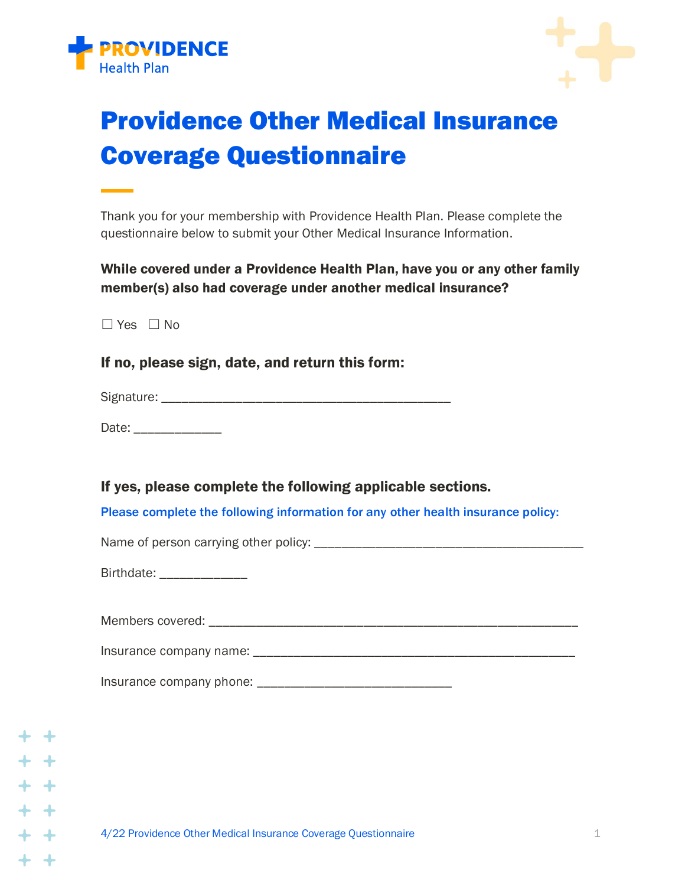PROVIDENCE
Health Plan

# Providence Other Medical Insurance Coverage Questionnaire

Thank you for your membership with Providence Health Plan. Please complete the questionnaire below to submit your Other Medical Insurance Information.

**While covered under a Providence Health Plan, have you or any other family member(s) also had coverage under another medical insurance?**

☐ Yes ☐ No

### If no, please sign, date, and return this form:

Signature: ___________________________________________

Date: _____________

### If yes, please complete the following applicable sections.

**Please complete the following information for any other health insurance policy:**

Name of person carrying other policy: ________________________________________

Birthdate: _____________

Members covered: _______________________________________________________

Insurance company name: ________________________________________________

Insurance company phone: _____________________________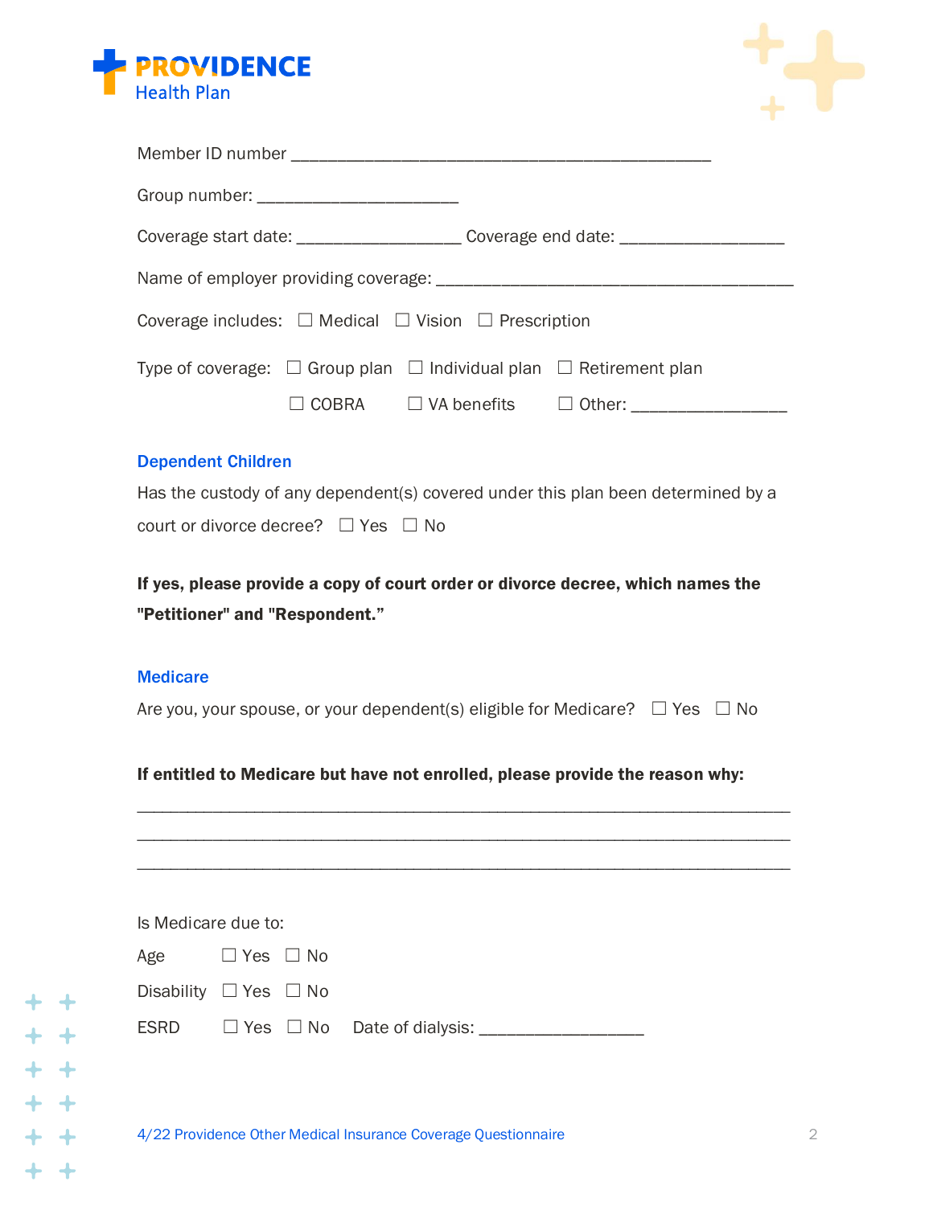PROVIDENCE Health Plan

Member ID number ______________________________________________

Group number: ______________________

Coverage start date: __________________ Coverage end date: __________________

Name of employer providing coverage: ________________________________________

Coverage includes: ☐ Medical ☐ Vision ☐ Prescription

Type of coverage: ☐ Group plan ☐ Individual plan ☐ Retirement plan

☐ COBRA ☐ VA benefits ☐ Other: _________________

## Dependent Children

Has the custody of any dependent(s) covered under this plan been determined by a court or divorce decree? ☐ Yes ☐ No

**If yes, please provide a copy of court order or divorce decree, which names the "Petitioner" and "Respondent."**

## Medicare

Are you, your spouse, or your dependent(s) eligible for Medicare? ☐ Yes ☐ No

**If entitled to Medicare but have not enrolled, please provide the reason why:**

_______________________________________________________________________

_______________________________________________________________________

_______________________________________________________________________

Is Medicare due to:

Age ☐ Yes ☐ No

Disability ☐ Yes ☐ No

ESRD ☐ Yes ☐ No Date of dialysis: __________________

4/22 Providence Other Medical Insurance Coverage Questionnaire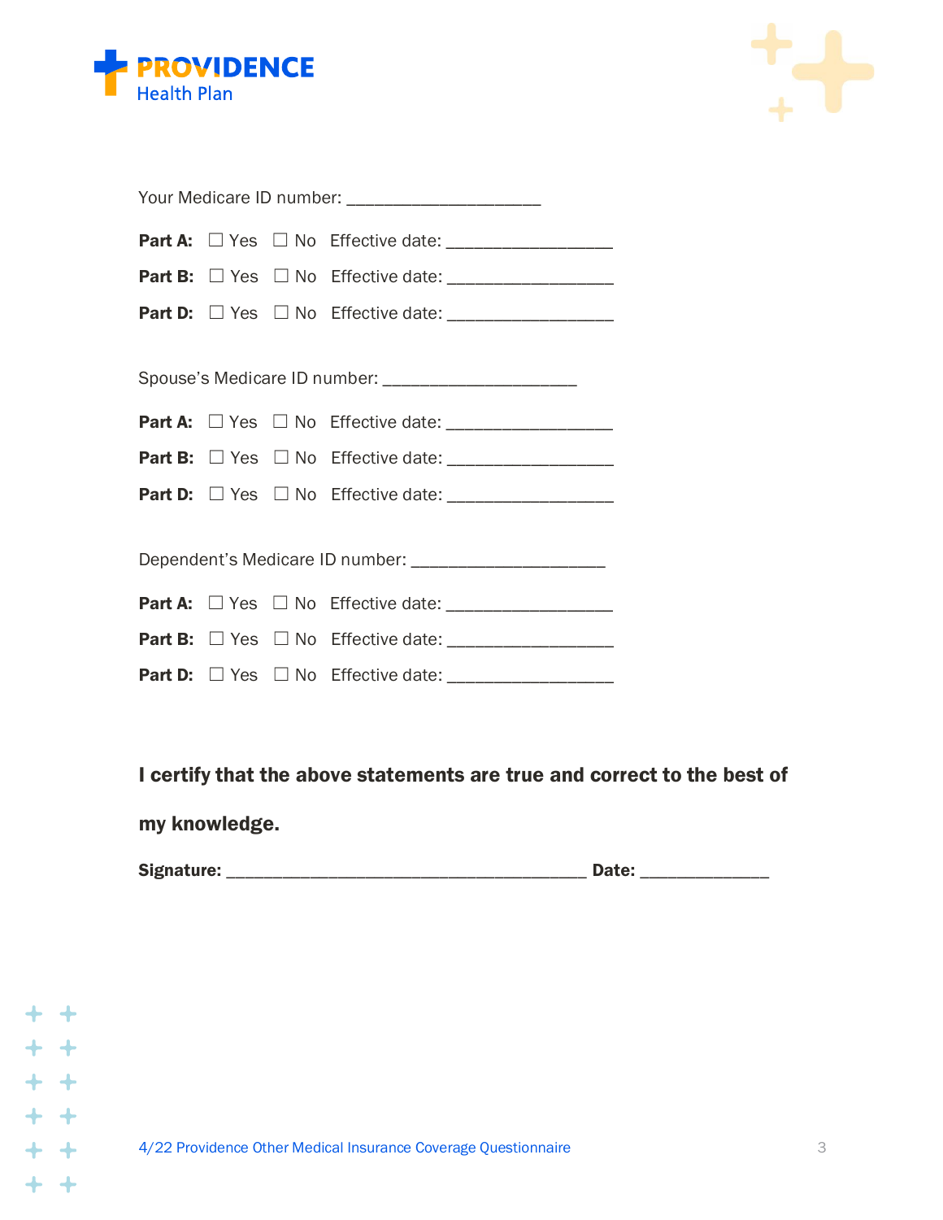Your Medicare ID number: ____________________

**Part A:** ☐ Yes ☐ No Effective date: _________________

**Part B:** ☐ Yes ☐ No Effective date: _________________

**Part D:** ☐ Yes ☐ No Effective date: _________________

Spouse's Medicare ID number: ____________________

**Part A:** ☐ Yes ☐ No Effective date: _________________

**Part B:** ☐ Yes ☐ No Effective date: _________________

**Part D:** ☐ Yes ☐ No Effective date: _________________

Dependent's Medicare ID number: ____________________

**Part A:** ☐ Yes ☐ No Effective date: _________________

**Part B:** ☐ Yes ☐ No Effective date: _________________

**Part D:** ☐ Yes ☐ No Effective date: _________________

**I certify that the above statements are true and correct to the best of my knowledge.**

**Signature:** _____________________________________ **Date:** _____________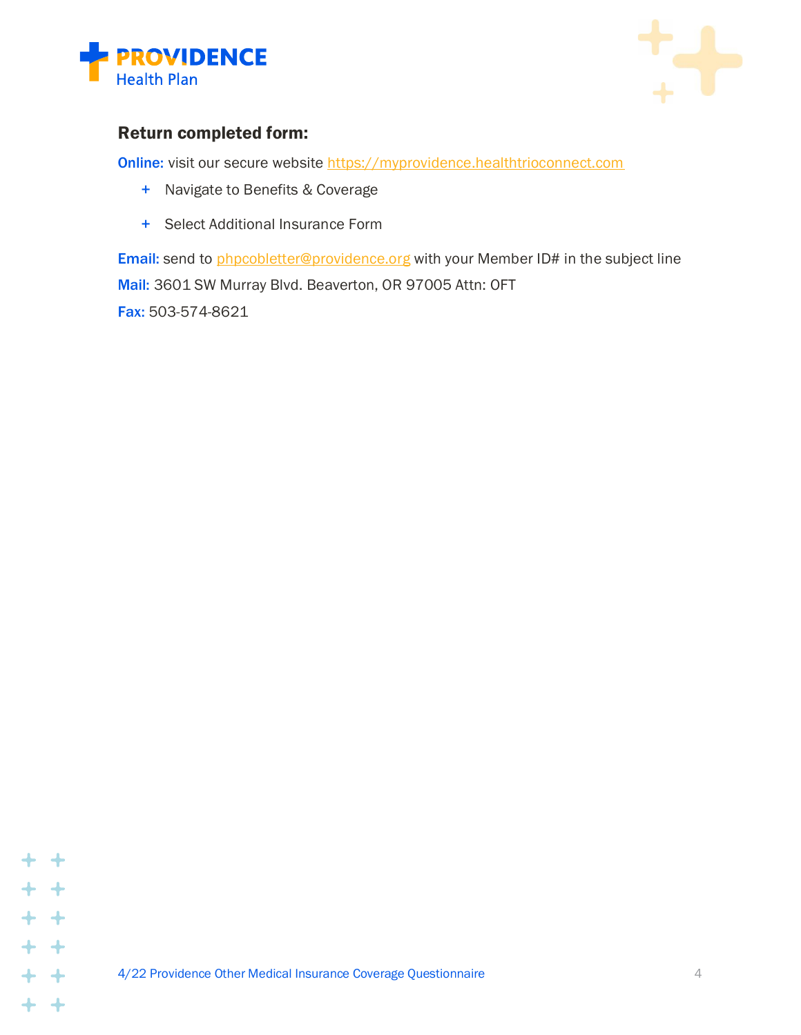**Return completed form:**

**Online:** visit our secure website https://myprovidence.healthtrioconnect.com

- Navigate to Benefits & Coverage
- Select Additional Insurance Form

**Email:** send to phpcobletter@providence.org with your Member ID# in the subject line

**Mail:** 3601 SW Murray Blvd. Beaverton, OR 97005 Attn: OFT

**Fax:** 503-574-8621